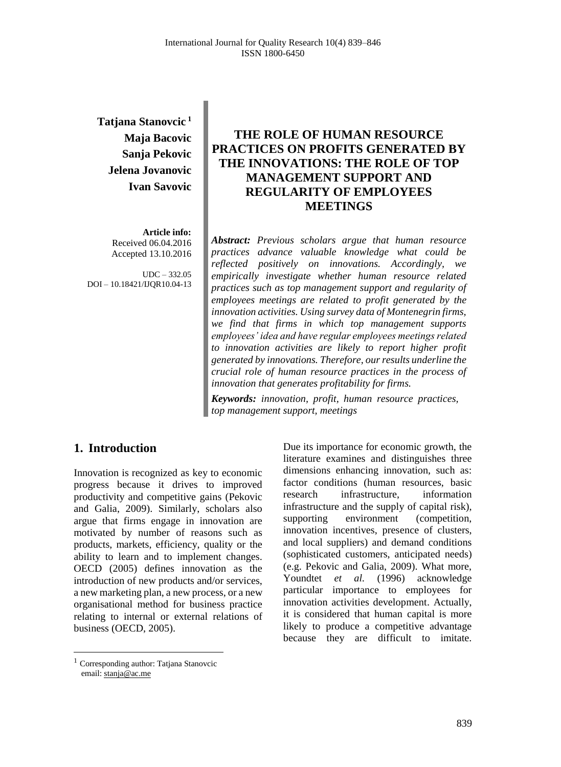**Tatjana Stanovcic** [1]
**Maja Bacovic**
**Sanja Pekovic**
**Jelena Jovanovic**
**Ivan Savovic**

**Article info:**
Received 06.04.2016
Accepted 13.10.2016

UDC – 332.05
DOI – 10.18421/IJQR10.04-13

# THE ROLE OF HUMAN RESOURCE PRACTICES ON PROFITS GENERATED BY THE INNOVATIONS: THE ROLE OF TOP MANAGEMENT SUPPORT AND REGULARITY OF EMPLOYEES MEETINGS

***Abstract:*** *Previous scholars argue that human resource practices advance valuable knowledge what could be reflected positively on innovations. Accordingly, we empirically investigate whether human resource related practices such as top management support and regularity of employees meetings are related to profit generated by the innovation activities. Using survey data of Montenegrin firms, we find that firms in which top management supports employees' idea and have regular employees meetings related to innovation activities are likely to report higher profit generated by innovations. Therefore, our results underline the crucial role of human resource practices in the process of innovation that generates profitability for firms.*

***Keywords:*** *innovation, profit, human resource practices, top management support, meetings*

## 1. Introduction

Innovation is recognized as key to economic progress because it drives to improved productivity and competitive gains (Pekovic and Galia, 2009). Similarly, scholars also argue that firms engage in innovation are motivated by number of reasons such as products, markets, efficiency, quality or the ability to learn and to implement changes. OECD (2005) defines innovation as the introduction of new products and/or services, a new marketing plan, a new process, or a new organisational method for business practice relating to internal or external relations of business (OECD, 2005).

Due its importance for economic growth, the literature examines and distinguishes three dimensions enhancing innovation, such as: factor conditions (human resources, basic research infrastructure, information infrastructure and the supply of capital risk), supporting environment (competition, innovation incentives, presence of clusters, and local suppliers) and demand conditions (sophisticated customers, anticipated needs) (e.g. Pekovic and Galia, 2009). What more, Youndtet *et al.* (1996) acknowledge particular importance to employees for innovation activities development. Actually, it is considered that human capital is more likely to produce a competitive advantage because they are difficult to imitate.

[1] Corresponding author: Tatjana Stanovcic
email: stanja@ac.me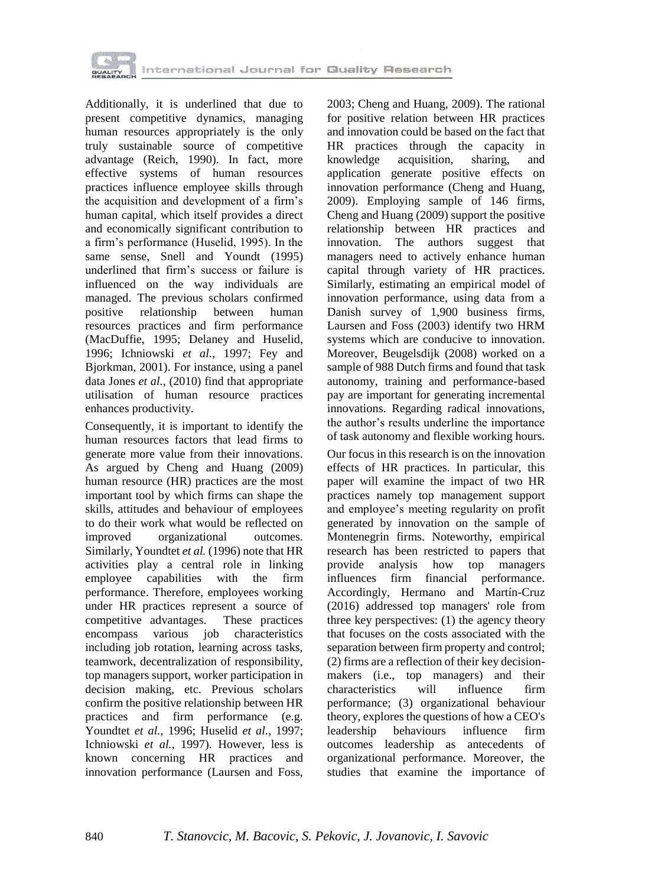Additionally, it is underlined that due to present competitive dynamics, managing human resources appropriately is the only truly sustainable source of competitive advantage (Reich, 1990). In fact, more effective systems of human resources practices influence employee skills through the acquisition and development of a firm's human capital, which itself provides a direct and economically significant contribution to a firm's performance (Huselid, 1995). In the same sense, Snell and Youndt (1995) underlined that firm's success or failure is influenced on the way individuals are managed. The previous scholars confirmed positive relationship between human resources practices and firm performance (MacDuffie, 1995; Delaney and Huselid, 1996; Ichniowski *et al.*, 1997; Fey and Bjorkman, 2001). For instance, using a panel data Jones *et al.*, (2010) find that appropriate utilisation of human resource practices enhances productivity.

Consequently, it is important to identify the human resources factors that lead firms to generate more value from their innovations. As argued by Cheng and Huang (2009) human resource (HR) practices are the most important tool by which firms can shape the skills, attitudes and behaviour of employees to do their work what would be reflected on improved organizational outcomes. Similarly, Youndtet *et al.* (1996) note that HR activities play a central role in linking employee capabilities with the firm performance. Therefore, employees working under HR practices represent a source of competitive advantages. These practices encompass various job characteristics including job rotation, learning across tasks, teamwork, decentralization of responsibility, top managers support, worker participation in decision making, etc. Previous scholars confirm the positive relationship between HR practices and firm performance (e.g. Youndtet *et al.*, 1996; Huselid *et al.*, 1997; Ichniowski *et al.*, 1997). However, less is known concerning HR practices and innovation performance (Laursen and Foss, 2003; Cheng and Huang, 2009). The rational for positive relation between HR practices and innovation could be based on the fact that HR practices through the capacity in knowledge acquisition, sharing, and application generate positive effects on innovation performance (Cheng and Huang, 2009). Employing sample of 146 firms, Cheng and Huang (2009) support the positive relationship between HR practices and innovation. The authors suggest that managers need to actively enhance human capital through variety of HR practices. Similarly, estimating an empirical model of innovation performance, using data from a Danish survey of 1,900 business firms, Laursen and Foss (2003) identify two HRM systems which are conducive to innovation. Moreover, Beugelsdijk (2008) worked on a sample of 988 Dutch firms and found that task autonomy, training and performance-based pay are important for generating incremental innovations. Regarding radical innovations, the author's results underline the importance of task autonomy and flexible working hours.

Our focus in this research is on the innovation effects of HR practices. In particular, this paper will examine the impact of two HR practices namely top management support and employee's meeting regularity on profit generated by innovation on the sample of Montenegrin firms. Noteworthy, empirical research has been restricted to papers that provide analysis how top managers influences firm financial performance. Accordingly, Hermano and Martín-Cruz (2016) addressed top managers' role from three key perspectives: (1) the agency theory that focuses on the costs associated with the separation between firm property and control; (2) firms are a reflection of their key decision-makers (i.e., top managers) and their characteristics will influence firm performance; (3) organizational behaviour theory, explores the questions of how a CEO's leadership behaviours influence firm outcomes leadership as antecedents of organizational performance. Moreover, the studies that examine the importance of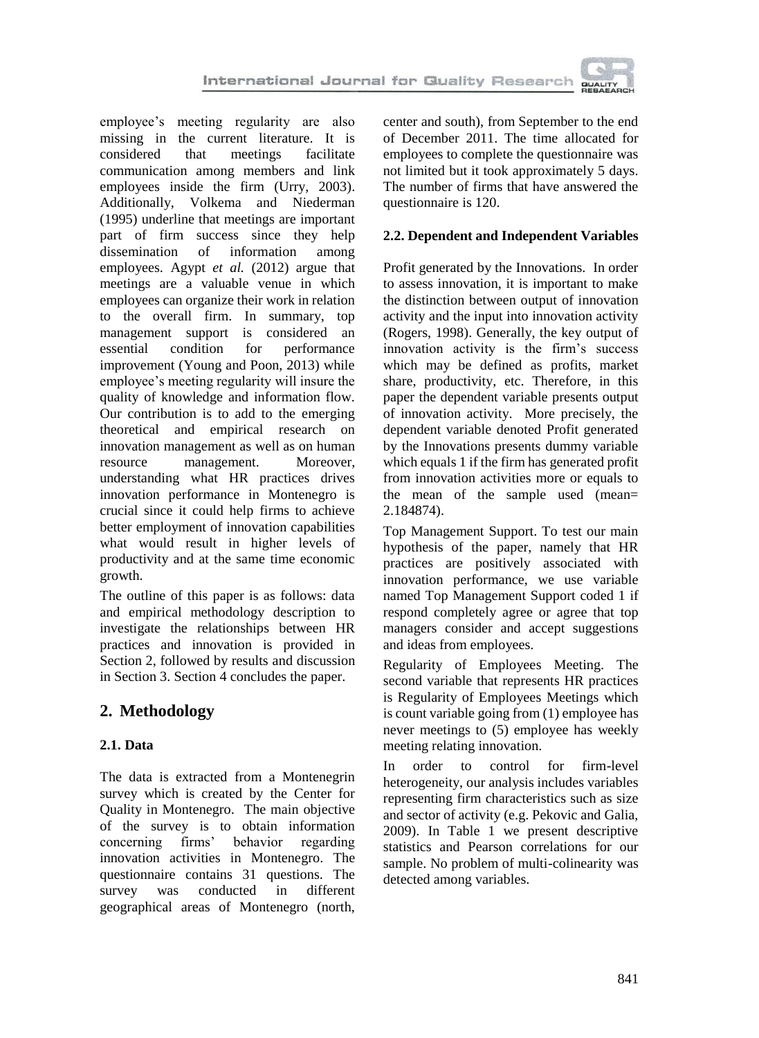employee's meeting regularity are also missing in the current literature. It is considered that meetings facilitate communication among members and link employees inside the firm (Urry, 2003). Additionally, Volkema and Niederman (1995) underline that meetings are important part of firm success since they help dissemination of information among employees. Agypt *et al.* (2012) argue that meetings are a valuable venue in which employees can organize their work in relation to the overall firm. In summary, top management support is considered an essential condition for performance improvement (Young and Poon, 2013) while employee's meeting regularity will insure the quality of knowledge and information flow. Our contribution is to add to the emerging theoretical and empirical research on innovation management as well as on human resource management. Moreover, understanding what HR practices drives innovation performance in Montenegro is crucial since it could help firms to achieve better employment of innovation capabilities what would result in higher levels of productivity and at the same time economic growth.

The outline of this paper is as follows: data and empirical methodology description to investigate the relationships between HR practices and innovation is provided in Section 2, followed by results and discussion in Section 3. Section 4 concludes the paper.

## 2. Methodology

### 2.1. Data

The data is extracted from a Montenegrin survey which is created by the Center for Quality in Montenegro. The main objective of the survey is to obtain information concerning firms' behavior regarding innovation activities in Montenegro. The questionnaire contains 31 questions. The survey was conducted in different geographical areas of Montenegro (north, center and south), from September to the end of December 2011. The time allocated for employees to complete the questionnaire was not limited but it took approximately 5 days. The number of firms that have answered the questionnaire is 120.

### 2.2. Dependent and Independent Variables

Profit generated by the Innovations. In order to assess innovation, it is important to make the distinction between output of innovation activity and the input into innovation activity (Rogers, 1998). Generally, the key output of innovation activity is the firm's success which may be defined as profits, market share, productivity, etc. Therefore, in this paper the dependent variable presents output of innovation activity. More precisely, the dependent variable denoted Profit generated by the Innovations presents dummy variable which equals 1 if the firm has generated profit from innovation activities more or equals to the mean of the sample used (mean= 2.184874).

Top Management Support. To test our main hypothesis of the paper, namely that HR practices are positively associated with innovation performance, we use variable named Top Management Support coded 1 if respond completely agree or agree that top managers consider and accept suggestions and ideas from employees.

Regularity of Employees Meeting. The second variable that represents HR practices is Regularity of Employees Meetings which is count variable going from (1) employee has never meetings to (5) employee has weekly meeting relating innovation.

In order to control for firm-level heterogeneity, our analysis includes variables representing firm characteristics such as size and sector of activity (e.g. Pekovic and Galia, 2009). In Table 1 we present descriptive statistics and Pearson correlations for our sample. No problem of multi-colinearity was detected among variables.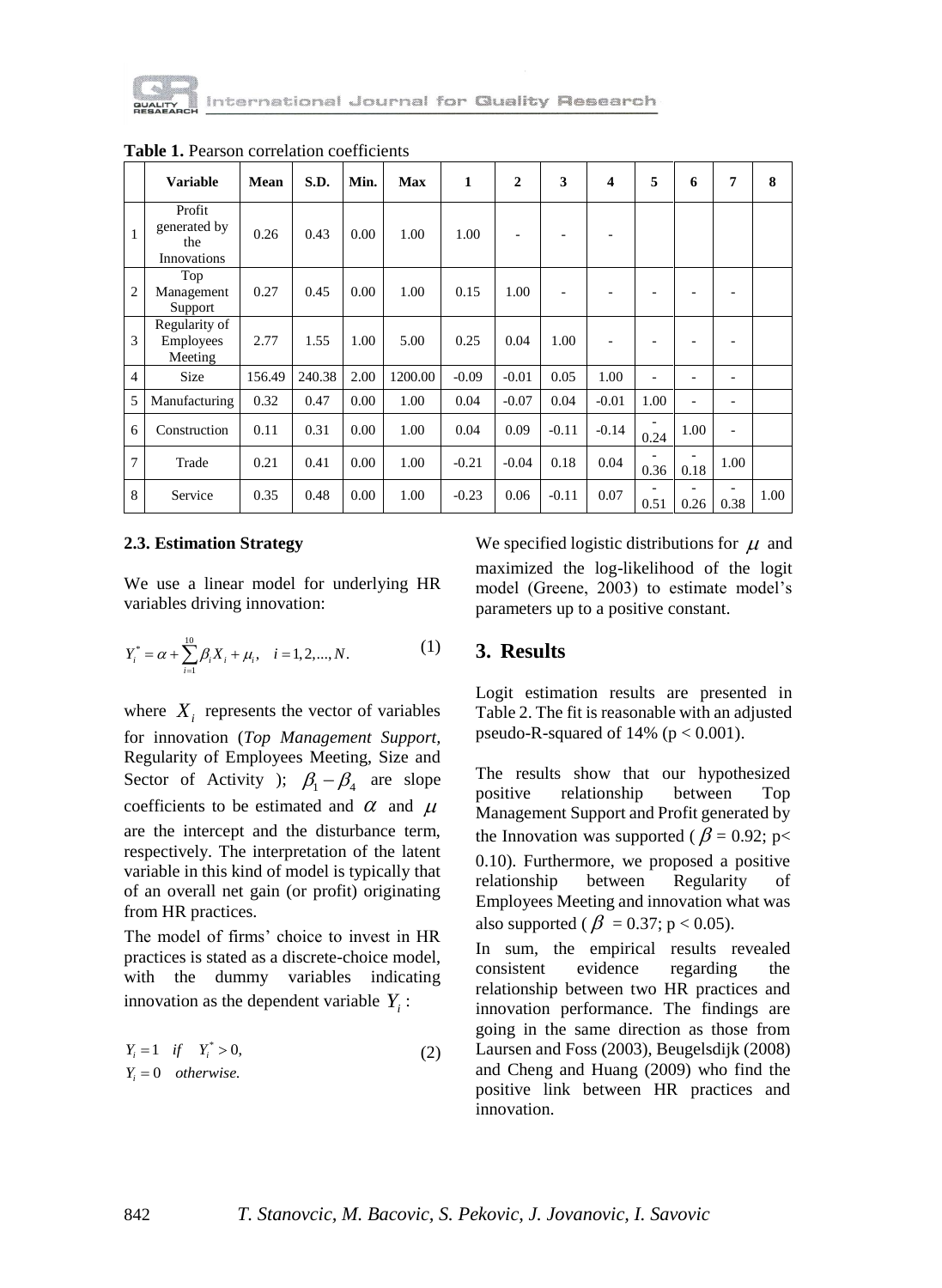**Table 1.** Pearson correlation coefficients

| | Variable | Mean | S.D. | Min. | Max | 1 | 2 | 3 | 4 | 5 | 6 | 7 | 8 |
|---|---|---|---|---|---|---|---|---|---|---|---|---|---|
| 1 | Profit generated by the Innovations | 0.26 | 0.43 | 0.00 | 1.00 | 1.00 | - | - | - | | | | |
| 2 | Top Management Support | 0.27 | 0.45 | 0.00 | 1.00 | 0.15 | 1.00 | - | - | - | - | - | |
| 3 | Regularity of Employees Meeting | 2.77 | 1.55 | 1.00 | 5.00 | 0.25 | 0.04 | 1.00 | - | - | - | - | |
| 4 | Size | 156.49 | 240.38 | 2.00 | 1200.00 | -0.09 | -0.01 | 0.05 | 1.00 | - | - | - | |
| 5 | Manufacturing | 0.32 | 0.47 | 0.00 | 1.00 | 0.04 | -0.07 | 0.04 | -0.01 | 1.00 | - | - | |
| 6 | Construction | 0.11 | 0.31 | 0.00 | 1.00 | 0.04 | 0.09 | -0.11 | -0.14 | -0.24 | 1.00 | - | |
| 7 | Trade | 0.21 | 0.41 | 0.00 | 1.00 | -0.21 | -0.04 | 0.18 | 0.04 | -0.36 | -0.18 | 1.00 | |
| 8 | Service | 0.35 | 0.48 | 0.00 | 1.00 | -0.23 | 0.06 | -0.11 | 0.07 | -0.51 | -0.26 | -0.38 | 1.00 |

### 2.3. Estimation Strategy

We use a linear model for underlying HR variables driving innovation:

$$Y_i^* = \alpha + \sum_{i=1}^{10} \beta_i X_i + \mu_i, \quad i = 1, 2, ..., N. \tag{1}$$

where $X_i$ represents the vector of variables for innovation (*Top Management Support,* Regularity of Employees Meeting, Size and Sector of Activity ); $\beta_1 - \beta_4$ are slope coefficients to be estimated and $\alpha$ and $\mu$ are the intercept and the disturbance term, respectively. The interpretation of the latent variable in this kind of model is typically that of an overall net gain (or profit) originating from HR practices.

The model of firms' choice to invest in HR practices is stated as a discrete-choice model, with the dummy variables indicating innovation as the dependent variable $Y_i$:

$$Y_i = 1 \quad if \quad Y_i^* > 0, \qquad Y_i = 0 \quad otherwise. \tag{2}$$

We specified logistic distributions for $\mu$ and maximized the log-likelihood of the logit model (Greene, 2003) to estimate model's parameters up to a positive constant.

## 3. Results

Logit estimation results are presented in Table 2. The fit is reasonable with an adjusted pseudo-R-squared of 14% ($p < 0.001$).

The results show that our hypothesized positive relationship between Top Management Support and Profit generated by the Innovation was supported ($\beta = 0.92$; $p < 0.10$). Furthermore, we proposed a positive relationship between Regularity of Employees Meeting and innovation what was also supported ($\beta = 0.37$; $p < 0.05$).

In sum, the empirical results revealed consistent evidence regarding the relationship between two HR practices and innovation performance. The findings are going in the same direction as those from Laursen and Foss (2003), Beugelsdijk (2008) and Cheng and Huang (2009) who find the positive link between HR practices and innovation.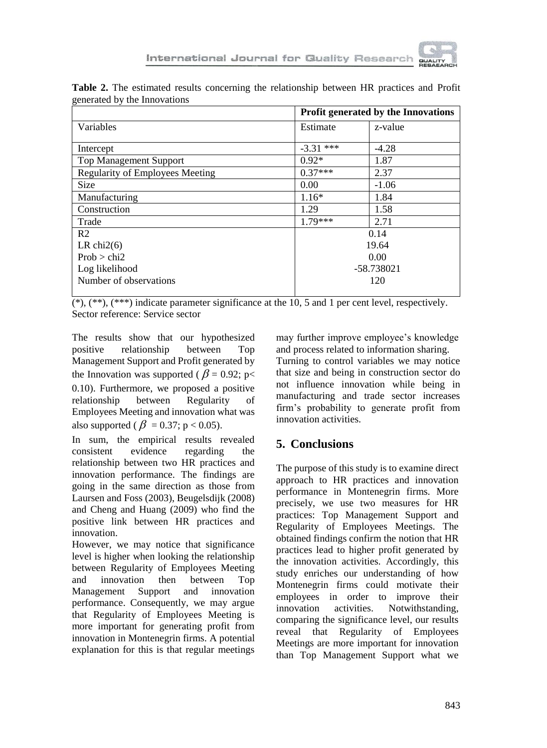**Table 2.** The estimated results concerning the relationship between HR practices and Profit generated by the Innovations

| | **Profit generated by the Innovations** | |
|---|---|---|
| Variables | Estimate | z-value |
| Intercept | -3.31 *** | -4.28 |
| Top Management Support | 0.92* | 1.87 |
| Regularity of Employees Meeting | 0.37*** | 2.37 |
| Size | 0.00 | -1.06 |
| Manufacturing | 1.16* | 1.84 |
| Construction | 1.29 | 1.58 |
| Trade | 1.79*** | 2.71 |
| R2 | 0.14 | |
| LR chi2(6) | 19.64 | |
| Prob > chi2 | 0.00 | |
| Log likelihood | -58.738021 | |
| Number of observations | 120 | |

(*), (**), (***) indicate parameter significance at the 10, 5 and 1 per cent level, respectively.
Sector reference: Service sector

The results show that our hypothesized positive relationship between Top Management Support and Profit generated by the Innovation was supported ($\beta = 0.92$; $p < 0.10$). Furthermore, we proposed a positive relationship between Regularity of Employees Meeting and innovation what was also supported ($\beta = 0.37$; $p < 0.05$).

In sum, the empirical results revealed consistent evidence regarding the relationship between two HR practices and innovation performance. The findings are going in the same direction as those from Laursen and Foss (2003), Beugelsdijk (2008) and Cheng and Huang (2009) who find the positive link between HR practices and innovation.

However, we may notice that significance level is higher when looking the relationship between Regularity of Employees Meeting and innovation then between Top Management Support and innovation performance. Consequently, we may argue that Regularity of Employees Meeting is more important for generating profit from innovation in Montenegrin firms. A potential explanation for this is that regular meetings may further improve employee's knowledge and process related to information sharing.

Turning to control variables we may notice that size and being in construction sector do not influence innovation while being in manufacturing and trade sector increases firm's probability to generate profit from innovation activities.

## 5. Conclusions

The purpose of this study is to examine direct approach to HR practices and innovation performance in Montenegrin firms. More precisely, we use two measures for HR practices: Top Management Support and Regularity of Employees Meetings. The obtained findings confirm the notion that HR practices lead to higher profit generated by the innovation activities. Accordingly, this study enriches our understanding of how Montenegrin firms could motivate their employees in order to improve their innovation activities. Notwithstanding, comparing the significance level, our results reveal that Regularity of Employees Meetings are more important for innovation than Top Management Support what we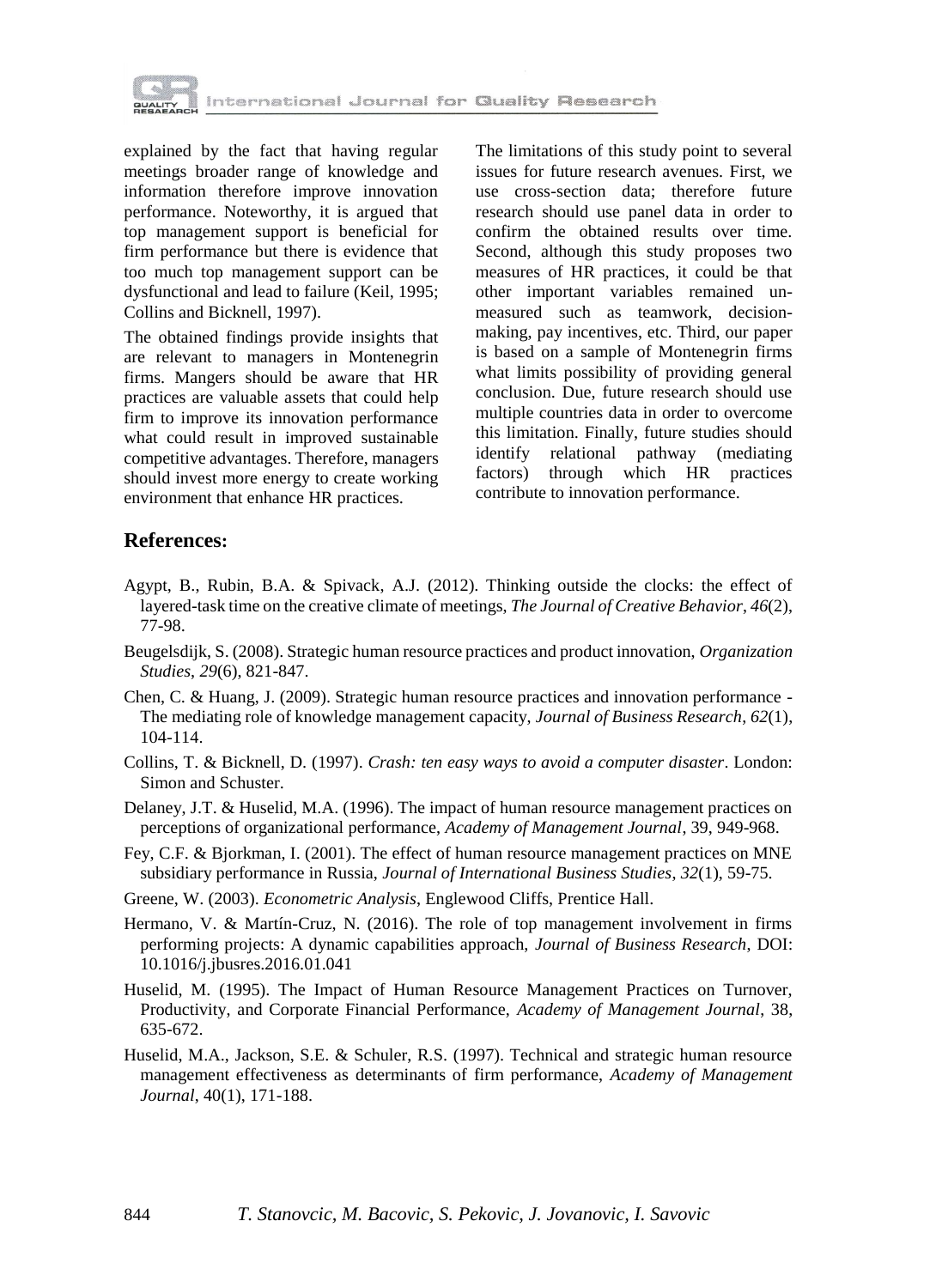explained by the fact that having regular meetings broader range of knowledge and information therefore improve innovation performance. Noteworthy, it is argued that top management support is beneficial for firm performance but there is evidence that too much top management support can be dysfunctional and lead to failure (Keil, 1995; Collins and Bicknell, 1997).

The obtained findings provide insights that are relevant to managers in Montenegrin firms. Mangers should be aware that HR practices are valuable assets that could help firm to improve its innovation performance what could result in improved sustainable competitive advantages. Therefore, managers should invest more energy to create working environment that enhance HR practices.

The limitations of this study point to several issues for future research avenues. First, we use cross-section data; therefore future research should use panel data in order to confirm the obtained results over time. Second, although this study proposes two measures of HR practices, it could be that other important variables remained un-measured such as teamwork, decision-making, pay incentives, etc. Third, our paper is based on a sample of Montenegrin firms what limits possibility of providing general conclusion. Due, future research should use multiple countries data in order to overcome this limitation. Finally, future studies should identify relational pathway (mediating factors) through which HR practices contribute to innovation performance.

## References:

Agypt, B., Rubin, B.A. & Spivack, A.J. (2012). Thinking outside the clocks: the effect of layered-task time on the creative climate of meetings, *The Journal of Creative Behavior*, *46*(2), 77-98.

Beugelsdijk, S. (2008). Strategic human resource practices and product innovation, *Organization Studies*, *29*(6), 821-847.

Chen, C. & Huang, J. (2009). Strategic human resource practices and innovation performance - The mediating role of knowledge management capacity, *Journal of Business Research*, *62*(1), 104-114.

Collins, T. & Bicknell, D. (1997). *Crash: ten easy ways to avoid a computer disaster*. London: Simon and Schuster.

Delaney, J.T. & Huselid, M.A. (1996). The impact of human resource management practices on perceptions of organizational performance, *Academy of Management Journal*, 39, 949-968.

Fey, C.F. & Bjorkman, I. (2001). The effect of human resource management practices on MNE subsidiary performance in Russia, *Journal of International Business Studies*, *32*(1), 59-75.

Greene, W. (2003). *Econometric Analysis*, Englewood Cliffs, Prentice Hall.

Hermano, V. & Martín-Cruz, N. (2016). The role of top management involvement in firms performing projects: A dynamic capabilities approach, *Journal of Business Research*, DOI: 10.1016/j.jbusres.2016.01.041

Huselid, M. (1995). The Impact of Human Resource Management Practices on Turnover, Productivity, and Corporate Financial Performance, *Academy of Management Journal*, 38, 635-672.

Huselid, M.A., Jackson, S.E. & Schuler, R.S. (1997). Technical and strategic human resource management effectiveness as determinants of firm performance, *Academy of Management Journal*, 40(1), 171-188.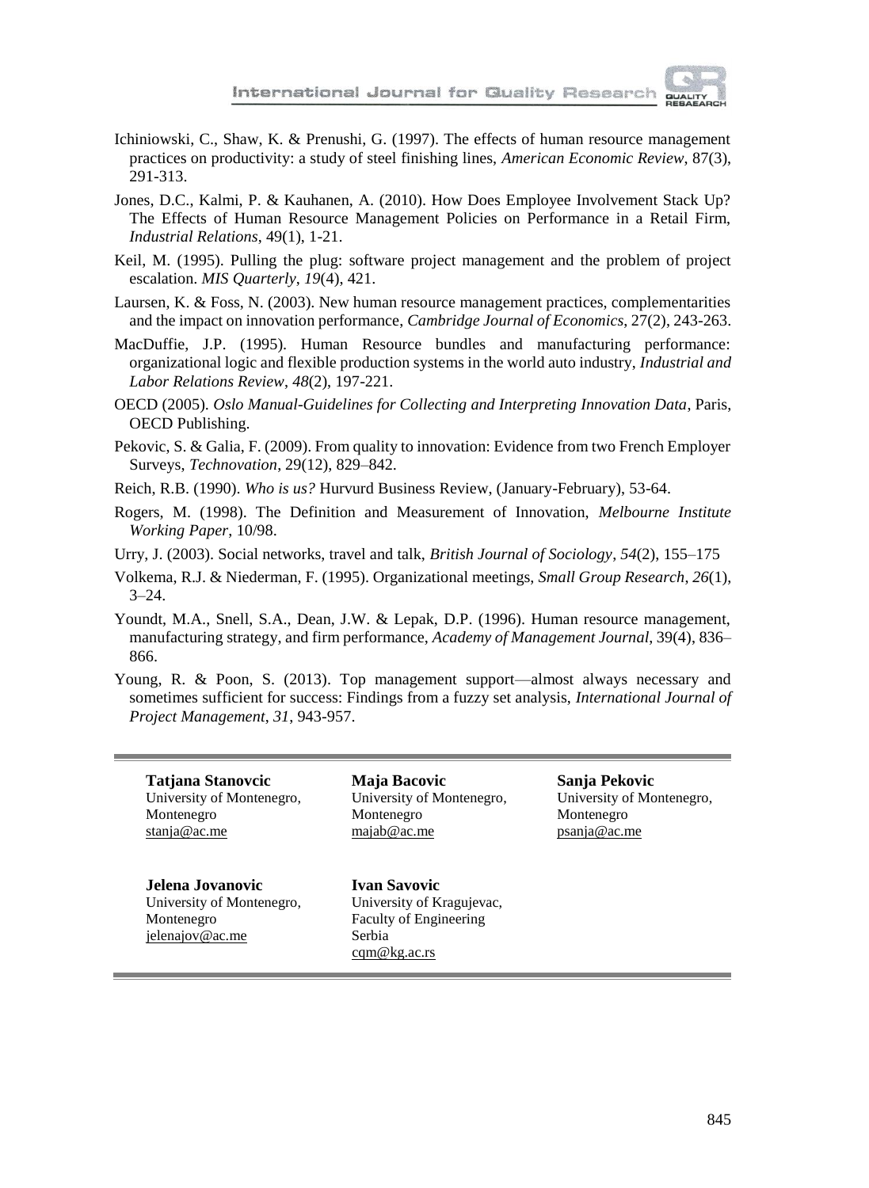Ichiniowski, C., Shaw, K. & Prenushi, G. (1997). The effects of human resource management practices on productivity: a study of steel finishing lines, *American Economic Review*, 87(3), 291-313.

Jones, D.C., Kalmi, P. & Kauhanen, A. (2010). How Does Employee Involvement Stack Up? The Effects of Human Resource Management Policies on Performance in a Retail Firm, *Industrial Relations*, 49(1), 1-21.

Keil, M. (1995). Pulling the plug: software project management and the problem of project escalation. *MIS Quarterly*, *19*(4), 421.

Laursen, K. & Foss, N. (2003). New human resource management practices, complementarities and the impact on innovation performance, *Cambridge Journal of Economics*, 27(2), 243-263.

MacDuffie, J.P. (1995). Human Resource bundles and manufacturing performance: organizational logic and flexible production systems in the world auto industry, *Industrial and Labor Relations Review*, *48*(2), 197-221.

OECD (2005). *Oslo Manual-Guidelines for Collecting and Interpreting Innovation Data*, Paris, OECD Publishing.

Pekovic, S. & Galia, F. (2009). From quality to innovation: Evidence from two French Employer Surveys, *Technovation*, 29(12), 829–842.

Reich, R.B. (1990). *Who is us?* Hurvurd Business Review, (January-February), 53-64.

Rogers, M. (1998). The Definition and Measurement of Innovation, *Melbourne Institute Working Paper*, 10/98.

Urry, J. (2003). Social networks, travel and talk, *British Journal of Sociology*, *54*(2), 155–175

Volkema, R.J. & Niederman, F. (1995). Organizational meetings, *Small Group Research*, *26*(1), 3–24.

Youndt, M.A., Snell, S.A., Dean, J.W. & Lepak, D.P. (1996). Human resource management, manufacturing strategy, and firm performance, *Academy of Management Journal*, 39(4), 836–866.

Young, R. & Poon, S. (2013). Top management support—almost always necessary and sometimes sufficient for success: Findings from a fuzzy set analysis, *International Journal of Project Management*, *31*, 943-957.

---

**Tatjana Stanovcic**
University of Montenegro,
Montenegro
stanja@ac.me

**Maja Bacovic**
University of Montenegro,
Montenegro
majab@ac.me

**Sanja Pekovic**
University of Montenegro,
Montenegro
psanja@ac.me

**Jelena Jovanovic**
University of Montenegro,
Montenegro
jelenajov@ac.me

**Ivan Savovic**
University of Kragujevac,
Faculty of Engineering
Serbia
cqm@kg.ac.rs